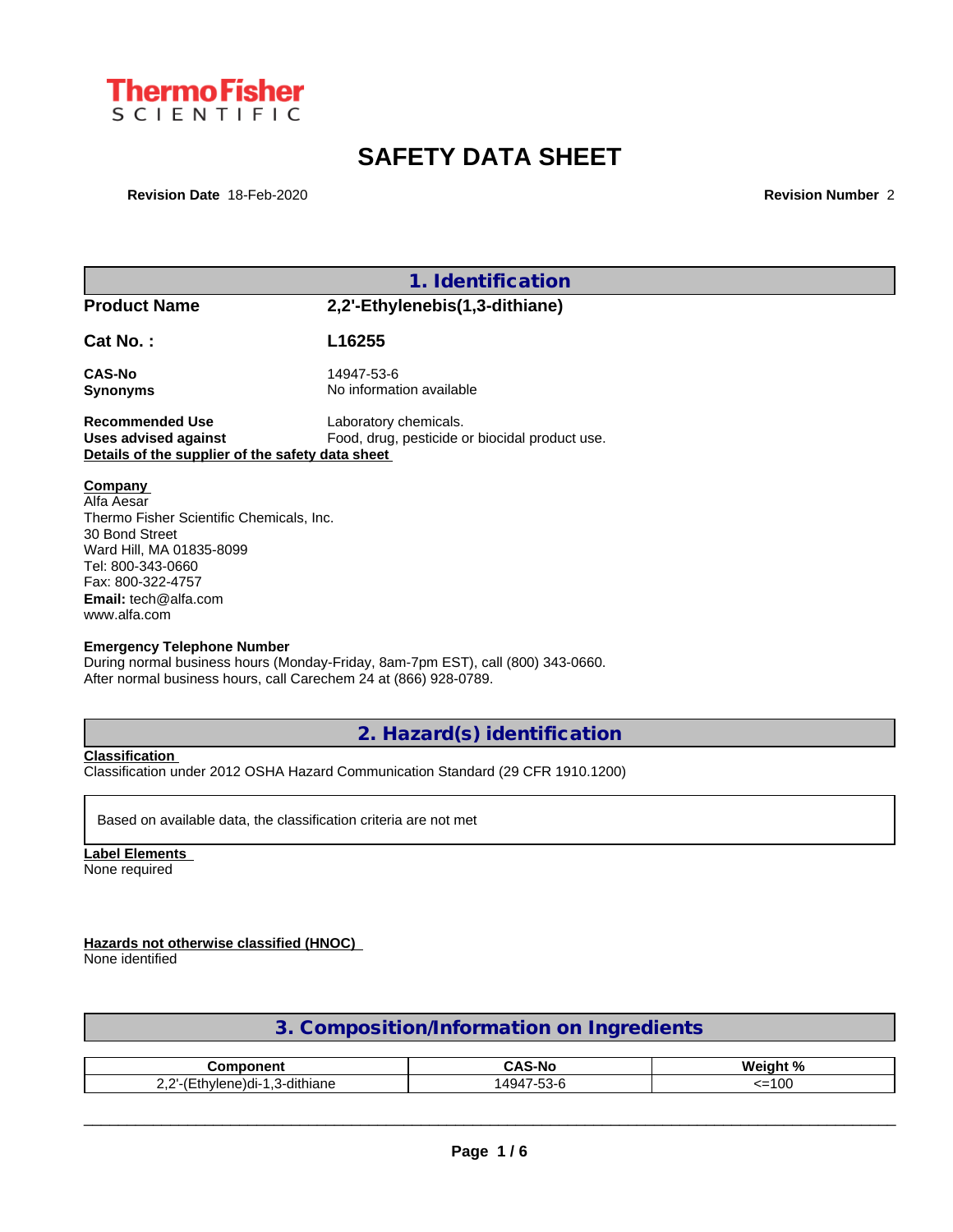ThermoFisher SCIENTIFIC

# SAFETY DATA SHEET

**Revision Date** 18-Feb-2020 **Revision Number** 2

## 1. Identification

**Product Name** 2,2'-Ethylenebis(1,3-dithiane)

**Cat No. :** L16255

**CAS-No** 14947-53-6
**Synonyms** No information available

**Recommended Use** Laboratory chemicals.
**Uses advised against** Food, drug, pesticide or biocidal product use.

**Details of the supplier of the safety data sheet**

**Company**
Alfa Aesar
Thermo Fisher Scientific Chemicals, Inc.
30 Bond Street
Ward Hill, MA 01835-8099
Tel: 800-343-0660
Fax: 800-322-4757
**Email:** tech@alfa.com
www.alfa.com

**Emergency Telephone Number**
During normal business hours (Monday-Friday, 8am-7pm EST), call (800) 343-0660.
After normal business hours, call Carechem 24 at (866) 928-0789.

## 2. Hazard(s) identification

**Classification**
Classification under 2012 OSHA Hazard Communication Standard (29 CFR 1910.1200)

Based on available data, the classification criteria are not met

**Label Elements**
None required

**Hazards not otherwise classified (HNOC)**
None identified

## 3. Composition/Information on Ingredients

| Component | CAS-No | Weight % |
|---|---|---|
| 2,2'-(Ethylene)di-1,3-dithiane | 14947-53-6 | <=100 |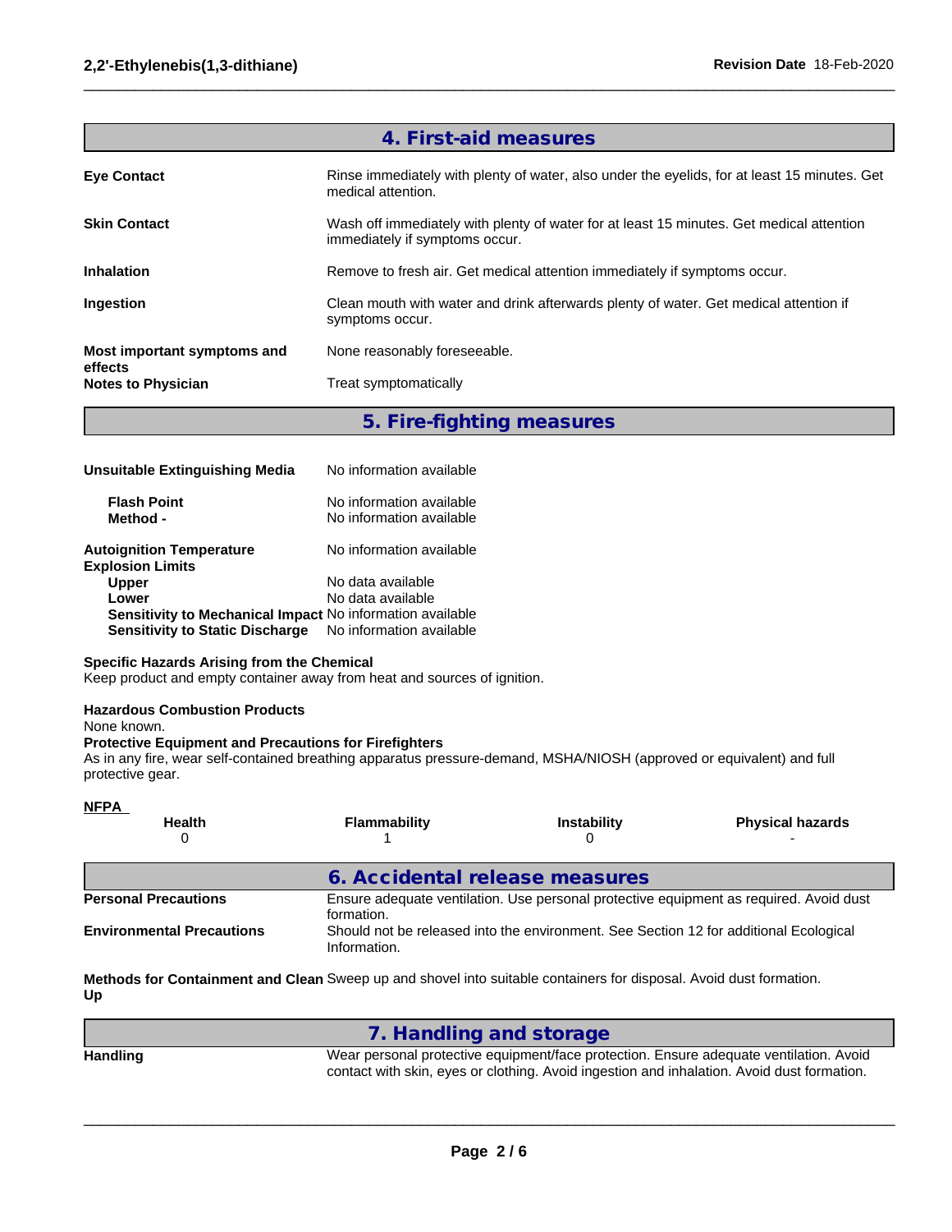## 4. First-aid measures

**Eye Contact**
Rinse immediately with plenty of water, also under the eyelids, for at least 15 minutes. Get medical attention.

**Skin Contact**
Wash off immediately with plenty of water for at least 15 minutes. Get medical attention immediately if symptoms occur.

**Inhalation**
Remove to fresh air. Get medical attention immediately if symptoms occur.

**Ingestion**
Clean mouth with water and drink afterwards plenty of water. Get medical attention if symptoms occur.

**Most important symptoms and effects**
None reasonably foreseeable.

**Notes to Physician**
Treat symptomatically

## 5. Fire-fighting measures

**Unsuitable Extinguishing Media**
No information available

**Flash Point**
No information available

**Method -**
No information available

**Autoignition Temperature**
No information available

**Explosion Limits**

**Upper**
No data available

**Lower**
No data available

**Sensitivity to Mechanical Impact**
No information available

**Sensitivity to Static Discharge**
No information available

**Specific Hazards Arising from the Chemical**
Keep product and empty container away from heat and sources of ignition.

**Hazardous Combustion Products**
None known.

**Protective Equipment and Precautions for Firefighters**
As in any fire, wear self-contained breathing apparatus pressure-demand, MSHA/NIOSH (approved or equivalent) and full protective gear.

**NFPA**

| Health | Flammability | Instability | Physical hazards |
|---|---|---|---|
| 0 | 1 | 0 | - |

## 6. Accidental release measures

**Personal Precautions**
Ensure adequate ventilation. Use personal protective equipment as required. Avoid dust formation.

**Environmental Precautions**
Should not be released into the environment. See Section 12 for additional Ecological Information.

**Methods for Containment and Clean Up**
Sweep up and shovel into suitable containers for disposal. Avoid dust formation.

## 7. Handling and storage

**Handling**
Wear personal protective equipment/face protection. Ensure adequate ventilation. Avoid contact with skin, eyes or clothing. Avoid ingestion and inhalation. Avoid dust formation.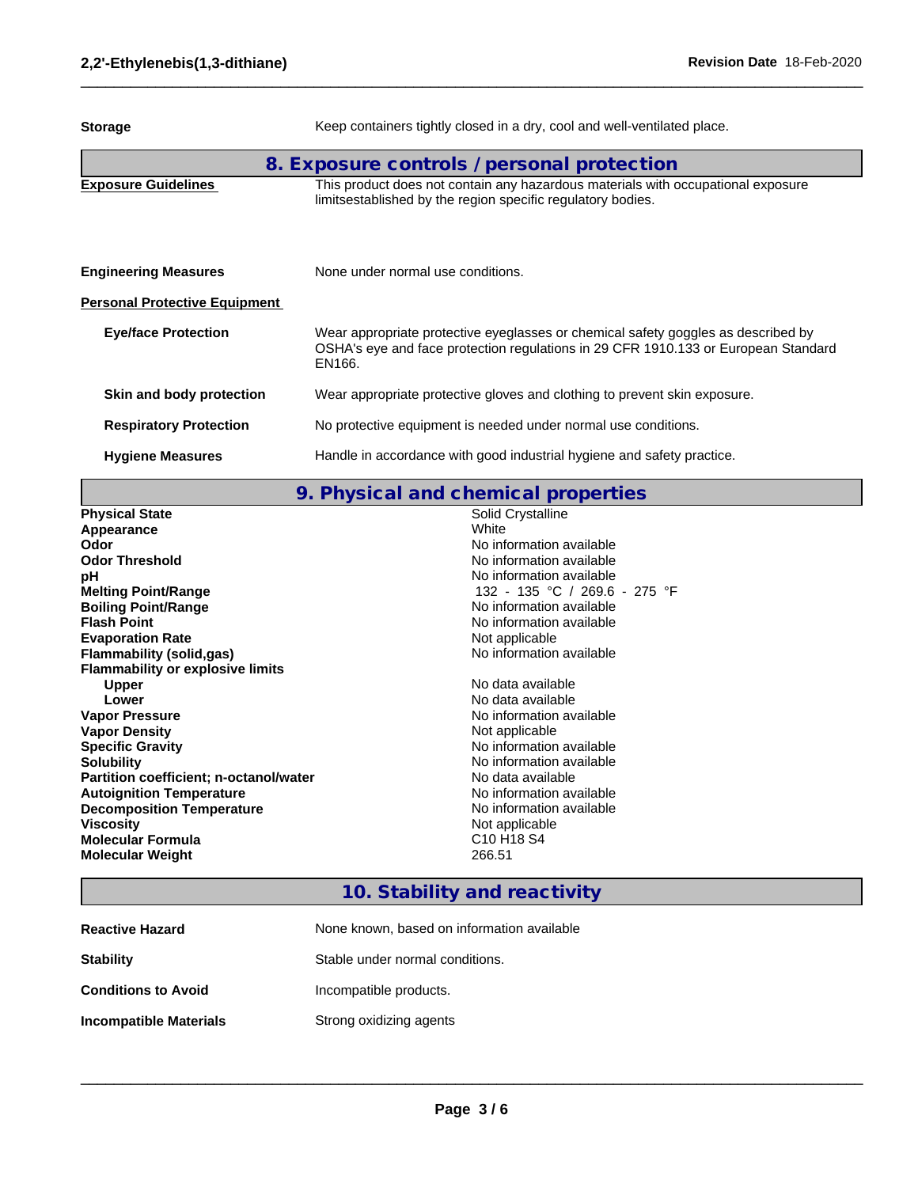| | |
|---|---|
| **Storage** | Keep containers tightly closed in a dry, cool and well-ventilated place. |

## 8. Exposure controls / personal protection

| | |
|---|---|
| **Exposure Guidelines** | This product does not contain any hazardous materials with occupational exposure limitsestablished by the region specific regulatory bodies. |
| **Engineering Measures** | None under normal use conditions. |

**Personal Protective Equipment**

| | |
|---|---|
| **Eye/face Protection** | Wear appropriate protective eyeglasses or chemical safety goggles as described by OSHA's eye and face protection regulations in 29 CFR 1910.133 or European Standard EN166. |
| **Skin and body protection** | Wear appropriate protective gloves and clothing to prevent skin exposure. |
| **Respiratory Protection** | No protective equipment is needed under normal use conditions. |
| **Hygiene Measures** | Handle in accordance with good industrial hygiene and safety practice. |

## 9. Physical and chemical properties

| | |
|---|---|
| **Physical State** | Solid Crystalline |
| **Appearance** | White |
| **Odor** | No information available |
| **Odor Threshold** | No information available |
| **pH** | No information available |
| **Melting Point/Range** | 132 - 135 °C / 269.6 - 275 °F |
| **Boiling Point/Range** | No information available |
| **Flash Point** | No information available |
| **Evaporation Rate** | Not applicable |
| **Flammability (solid,gas)** | No information available |
| **Flammability or explosive limits** | |
| **Upper** | No data available |
| **Lower** | No data available |
| **Vapor Pressure** | No information available |
| **Vapor Density** | Not applicable |
| **Specific Gravity** | No information available |
| **Solubility** | No information available |
| **Partition coefficient; n-octanol/water** | No data available |
| **Autoignition Temperature** | No information available |
| **Decomposition Temperature** | No information available |
| **Viscosity** | Not applicable |
| **Molecular Formula** | $C_{10}H_{18}S_4$ |
| **Molecular Weight** | 266.51 |

## 10. Stability and reactivity

| | |
|---|---|
| **Reactive Hazard** | None known, based on information available |
| **Stability** | Stable under normal conditions. |
| **Conditions to Avoid** | Incompatible products. |
| **Incompatible Materials** | Strong oxidizing agents |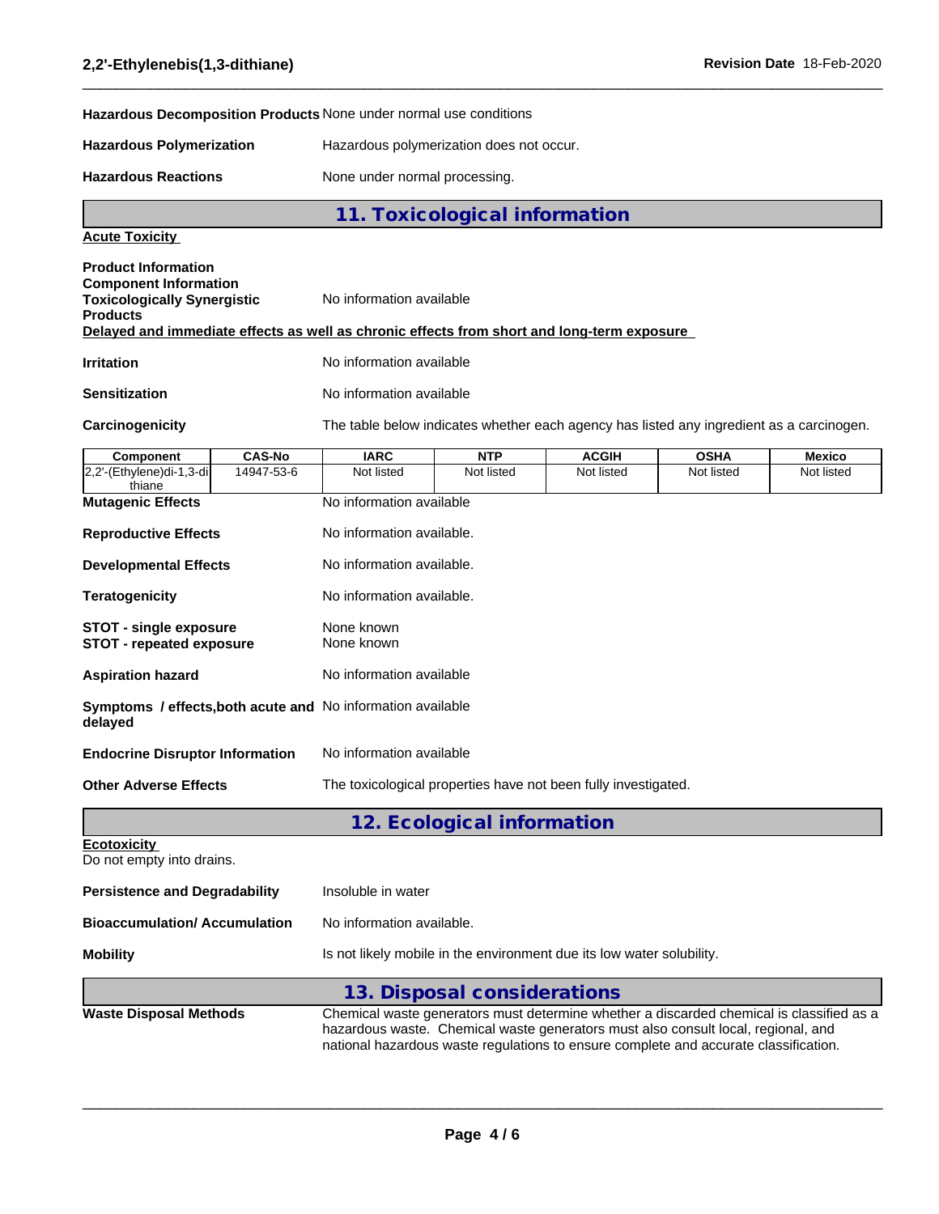**Hazardous Decomposition Products** None under normal use conditions

**Hazardous Polymerization** Hazardous polymerization does not occur.

**Hazardous Reactions** None under normal processing.

## 11. Toxicological information

**Acute Toxicity**

**Product Information**
**Component Information**
**Toxicologically Synergistic Products** No information available

**Delayed and immediate effects as well as chronic effects from short and long-term exposure**

**Irritation** No information available

**Sensitization** No information available

**Carcinogenicity** The table below indicates whether each agency has listed any ingredient as a carcinogen.

| Component | CAS-No | IARC | NTP | ACGIH | OSHA | Mexico |
|---|---|---|---|---|---|---|
| 2,2'-(Ethylene)di-1,3-dithiane | 14947-53-6 | Not listed | Not listed | Not listed | Not listed | Not listed |

**Mutagenic Effects** No information available

**Reproductive Effects** No information available.

**Developmental Effects** No information available.

**Teratogenicity** No information available.

**STOT - single exposure** None known
**STOT - repeated exposure** None known

**Aspiration hazard** No information available

**Symptoms / effects,both acute and delayed** No information available

**Endocrine Disruptor Information** No information available

**Other Adverse Effects** The toxicological properties have not been fully investigated.

## 12. Ecological information

**Ecotoxicity**
Do not empty into drains.

**Persistence and Degradability** Insoluble in water

**Bioaccumulation/ Accumulation** No information available.

**Mobility** Is not likely mobile in the environment due its low water solubility.

## 13. Disposal considerations

**Waste Disposal Methods** Chemical waste generators must determine whether a discarded chemical is classified as a hazardous waste. Chemical waste generators must also consult local, regional, and national hazardous waste regulations to ensure complete and accurate classification.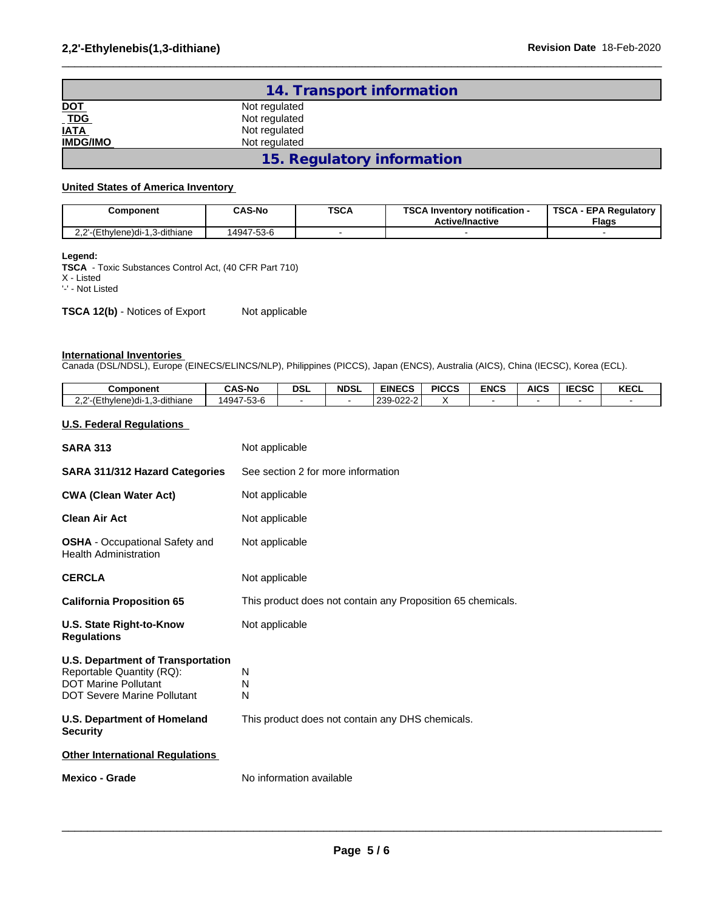## 14. Transport information

| | |
|---|---|
| **DOT** | Not regulated |
| **TDG** | Not regulated |
| **IATA** | Not regulated |
| **IMDG/IMO** | Not regulated |

## 15. Regulatory information

**United States of America Inventory**

| Component | CAS-No | TSCA | TSCA Inventory notification - Active/Inactive | TSCA - EPA Regulatory Flags |
|---|---|---|---|---|
| 2,2'-(Ethylene)di-1,3-dithiane | 14947-53-6 | - | - | - |

**Legend:**
**TSCA** - Toxic Substances Control Act, (40 CFR Part 710)
X - Listed
'-' - Not Listed

**TSCA 12(b)** - Notices of Export Not applicable

**International Inventories**
Canada (DSL/NDSL), Europe (EINECS/ELINCS/NLP), Philippines (PICCS), Japan (ENCS), Australia (AICS), China (IECSC), Korea (ECL).

| Component | CAS-No | DSL | NDSL | EINECS | PICCS | ENCS | AICS | IECSC | KECL |
|---|---|---|---|---|---|---|---|---|---|
| 2,2'-(Ethylene)di-1,3-dithiane | 14947-53-6 | - | - | 239-022-2 | X | - | - | - | - |

**U.S. Federal Regulations**

| | |
|---|---|
| **SARA 313** | Not applicable |
| **SARA 311/312 Hazard Categories** | See section 2 for more information |
| **CWA (Clean Water Act)** | Not applicable |
| **Clean Air Act** | Not applicable |
| **OSHA** - Occupational Safety and Health Administration | Not applicable |
| **CERCLA** | Not applicable |
| **California Proposition 65** | This product does not contain any Proposition 65 chemicals. |
| **U.S. State Right-to-Know Regulations** | Not applicable |

**U.S. Department of Transportation**

| | |
|---|---|
| Reportable Quantity (RQ): | N |
| DOT Marine Pollutant | N |
| DOT Severe Marine Pollutant | N |

**U.S. Department of Homeland Security** This product does not contain any DHS chemicals.

**Other International Regulations**

**Mexico - Grade** No information available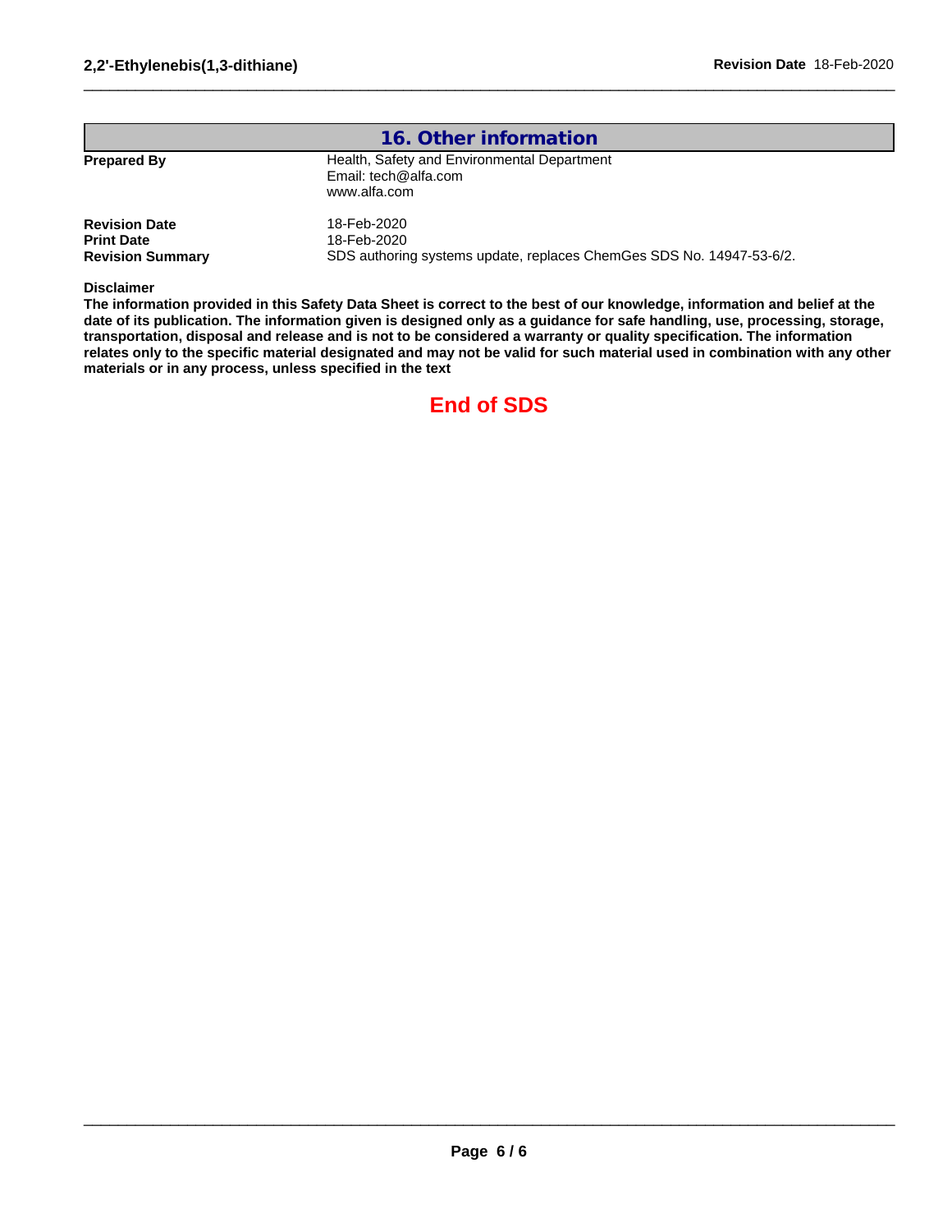## 16. Other information

| | |
|---|---|
| **Prepared By** | Health, Safety and Environmental Department<br>Email: tech@alfa.com<br>www.alfa.com |
| **Revision Date** | 18-Feb-2020 |
| **Print Date** | 18-Feb-2020 |
| **Revision Summary** | SDS authoring systems update, replaces ChemGes SDS No. 14947-53-6/2. |

**Disclaimer**

**The information provided in this Safety Data Sheet is correct to the best of our knowledge, information and belief at the date of its publication. The information given is designed only as a guidance for safe handling, use, processing, storage, transportation, disposal and release and is not to be considered a warranty or quality specification. The information relates only to the specific material designated and may not be valid for such material used in combination with any other materials or in any process, unless specified in the text**

**End of SDS**